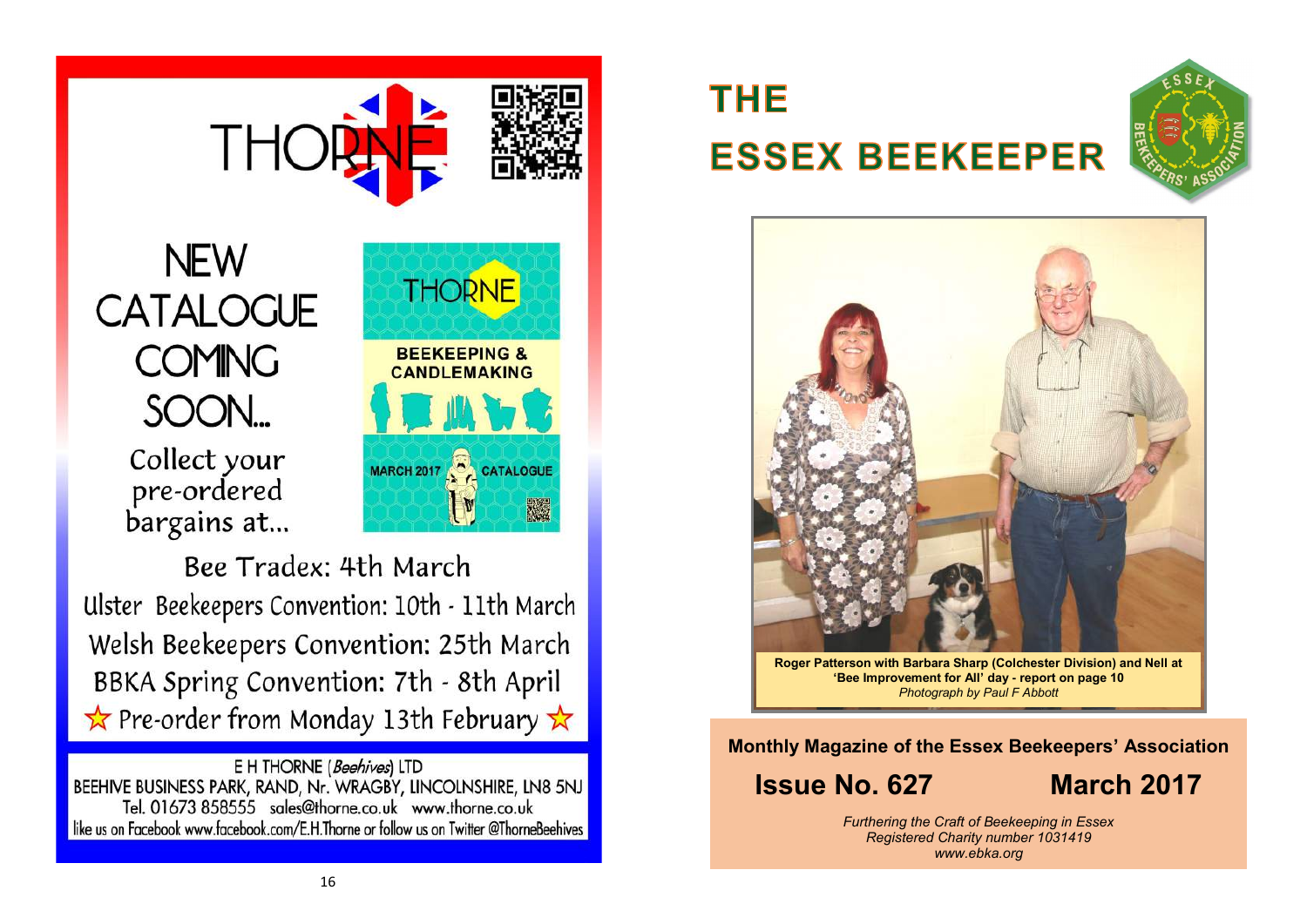THORNE

# NEW CATALOGUE COMING SOON...

Collect your pre-ordered bargains at...

THORNE

BEEKEEPING & CANDLEMAKING

MARCH 2017 CATALOGUE

Bee Tradex: 4th March

Ulster Beekeepers Convention: 10th - 11th March

Welsh Beekeepers Convention: 25th March

BBKA Spring Convention: 7th - 8th April

☆ Pre-order from Monday 13th February ☆

E H THORNE (*Beehives*) LTD
BEEHIVE BUSINESS PARK, RAND, Nr. WRAGBY, LINCOLNSHIRE, LN8 5NJ
Tel. 01673 858555 sales@thorne.co.uk www.thorne.co.uk
like us on Facebook www.facebook.com/E.H.Thorne or follow us on Twitter @ThorneBeehives

# THE ESSEX BEEKEEPER

ESSEX BEEKEEPERS' ASSOCIATION

**Roger Patterson with Barbara Sharp (Colchester Division) and Nell at 'Bee Improvement for All' day - report on page 10**
*Photograph by Paul F Abbott*

**Monthly Magazine of the Essex Beekeepers' Association**

## Issue No. 627 March 2017

*Furthering the Craft of Beekeeping in Essex*
*Registered Charity number 1031419*
*www.ebka.org*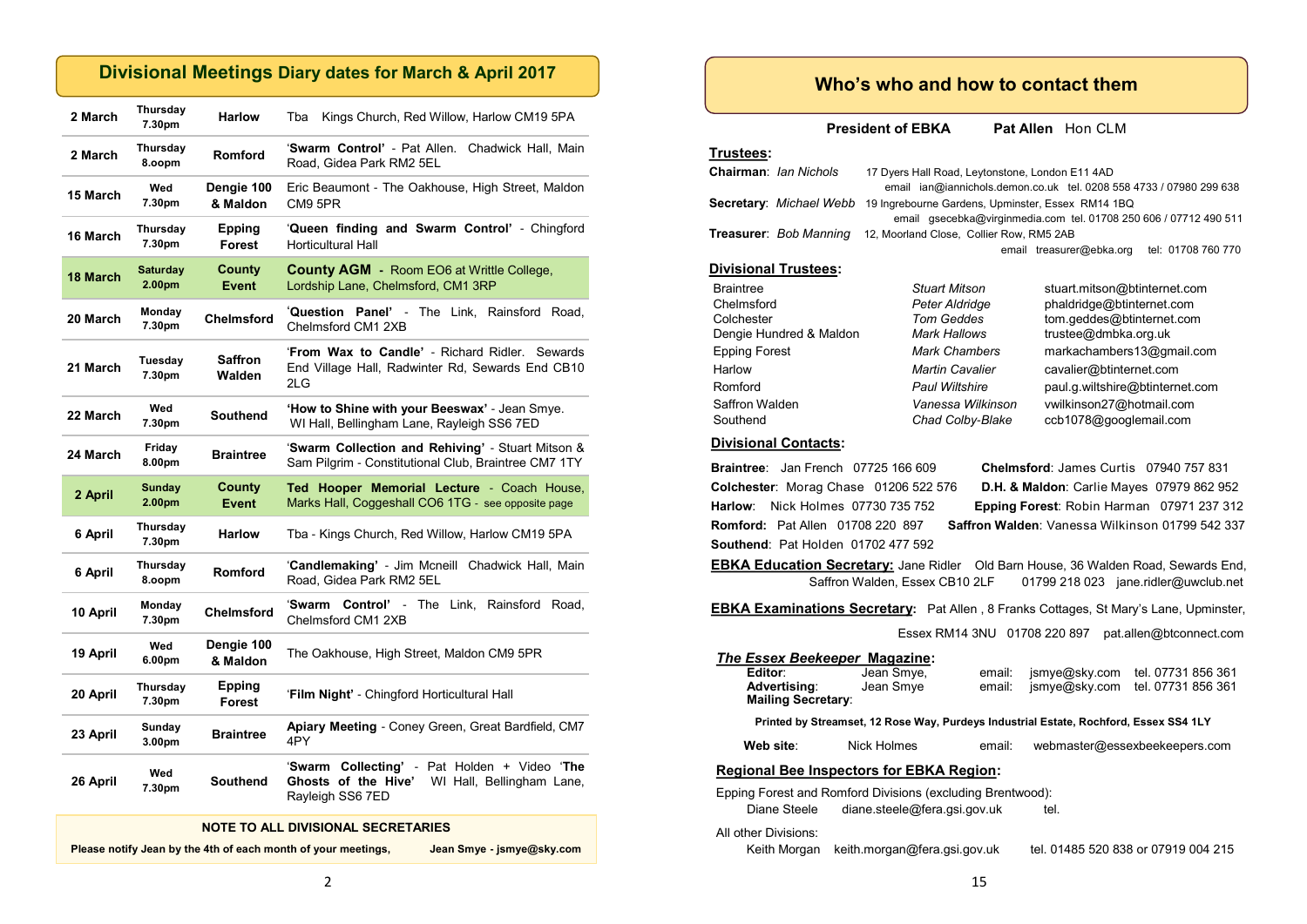## Divisional Meetings Diary dates for March & April 2017

| | | | |
|---|---|---|---|
| 2 March | Thursday 7.30pm | Harlow | Tba Kings Church, Red Willow, Harlow CM19 5PA |
| 2 March | Thursday 8.oopm | Romford | '**Swarm Control**' - Pat Allen. Chadwick Hall, Main Road, Gidea Park RM2 5EL |
| 15 March | Wed 7.30pm | Dengie 100 & Maldon | Eric Beaumont - The Oakhouse, High Street, Maldon CM9 5PR |
| 16 March | Thursday 7.30pm | Epping Forest | '**Queen finding and Swarm Control**' - Chingford Horticultural Hall |
| **18 March** | **Saturday 2.00pm** | **County Event** | **County AGM** - Room EO6 at Writtle College, Lordship Lane, Chelmsford, CM1 3RP |
| 20 March | Monday 7.30pm | Chelmsford | '**Question Panel**' - The Link, Rainsford Road, Chelmsford CM1 2XB |
| 21 March | Tuesday 7.30pm | Saffron Walden | '**From Wax to Candle**' - Richard Ridler. Sewards End Village Hall, Radwinter Rd, Sewards End CB10 2LG |
| 22 March | Wed 7.30pm | Southend | **'How to Shine with your Beeswax'** - Jean Smye. WI Hall, Bellingham Lane, Rayleigh SS6 7ED |
| 24 March | Friday 8.00pm | Braintree | '**Swarm Collection and Rehiving**' - Stuart Mitson & Sam Pilgrim - Constitutional Club, Braintree CM7 1TY |
| **2 April** | **Sunday 2.00pm** | **County Event** | **Ted Hooper Memorial Lecture** - Coach House, Marks Hall, Coggeshall CO6 1TG - see opposite page |
| 6 April | Thursday 7.30pm | Harlow | Tba - Kings Church, Red Willow, Harlow CM19 5PA |
| 6 April | Thursday 8.oopm | Romford | '**Candlemaking**' - Jim Mcneill Chadwick Hall, Main Road, Gidea Park RM2 5EL |
| 10 April | Monday 7.30pm | Chelmsford | '**Swarm Control**' - The Link, Rainsford Road, Chelmsford CM1 2XB |
| 19 April | Wed 6.00pm | Dengie 100 & Maldon | The Oakhouse, High Street, Maldon CM9 5PR |
| 20 April | Thursday 7.30pm | Epping Forest | '**Film Night**' - Chingford Horticultural Hall |
| 23 April | Sunday 3.00pm | Braintree | **Apiary Meeting** - Coney Green, Great Bardfield, CM7 4PY |
| 26 April | Wed 7.30pm | Southend | '**Swarm Collecting**' - Pat Holden + Video '**The Ghosts of the Hive**' WI Hall, Bellingham Lane, Rayleigh SS6 7ED |

**NOTE TO ALL DIVISIONAL SECRETARIES**

**Please notify Jean by the 4th of each month of your meetings, Jean Smye - jsmye@sky.com**

## Who's who and how to contact them

**President of EBKA** **Pat Allen** Hon CLM

**Trustees:**

**Chairman**: *Ian Nichols* 17 Dyers Hall Road, Leytonstone, London E11 4AD
email ian@iannichols.demon.co.uk tel. 0208 558 4733 / 07980 299 638

**Secretary**: *Michael Webb* 19 Ingrebourne Gardens, Upminster, Essex RM14 1BQ
email gsecebka@virginmedia.com tel. 01708 250 606 / 07712 490 511

**Treasurer**: *Bob Manning* 12, Moorland Close, Collier Row, RM5 2AB
email treasurer@ebka.org tel: 01708 760 770

**Divisional Trustees:**

| | | |
|---|---|---|
| Braintree | *Stuart Mitson* | stuart.mitson@btinternet.com |
| Chelmsford | *Peter Aldridge* | phaldridge@btinternet.com |
| Colchester | *Tom Geddes* | tom.geddes@btinternet.com |
| Dengie Hundred & Maldon | *Mark Hallows* | trustee@dmbka.org.uk |
| Epping Forest | *Mark Chambers* | markachambers13@gmail.com |
| Harlow | *Martin Cavalier* | cavalier@btinternet.com |
| Romford | *Paul Wiltshire* | paul.g.wiltshire@btinternet.com |
| Saffron Walden | *Vanessa Wilkinson* | vwilkinson27@hotmail.com |
| Southend | *Chad Colby-Blake* | ccb1078@googlemail.com |

**Divisional Contacts:**

**Braintree**: Jan French 07725 166 609
**Chelmsford**: James Curtis 07940 757 831
**Colchester**: Morag Chase 01206 522 576
**D.H. & Maldon**: Carlie Mayes 07979 862 952
**Harlow**: Nick Holmes 07730 735 752
**Epping Forest**: Robin Harman 07971 237 312
**Romford:** Pat Allen 01708 220 897
**Saffron Walden**: Vanessa Wilkinson 01799 542 337
**Southend**: Pat Holden 01702 477 592

**EBKA Education Secretary:** Jane Ridler Old Barn House, 36 Walden Road, Sewards End, Saffron Walden, Essex CB10 2LF 01799 218 023 jane.ridler@uwclub.net

**EBKA Examinations Secretary:** Pat Allen , 8 Franks Cottages, St Mary's Lane, Upminster, Essex RM14 3NU 01708 220 897 pat.allen@btconnect.com

***The Essex Beekeeper* Magazine:**

| | | | |
|---|---|---|---|
| **Editor**: | Jean Smye, | email: jsmye@sky.com | tel. 07731 856 361 |
| **Advertising**: | Jean Smye | email: jsmye@sky.com | tel. 07731 856 361 |
| **Mailing Secretary**: | | | |

**Printed by Streamset, 12 Rose Way, Purdeys Industrial Estate, Rochford, Essex SS4 1LY**

**Web site**: Nick Holmes email: webmaster@essexbeekeepers.com

**Regional Bee Inspectors for EBKA Region:**

Epping Forest and Romford Divisions (excluding Brentwood):
Diane Steele diane.steele@fera.gsi.gov.uk tel.

All other Divisions:
Keith Morgan keith.morgan@fera.gsi.gov.uk tel. 01485 520 838 or 07919 004 215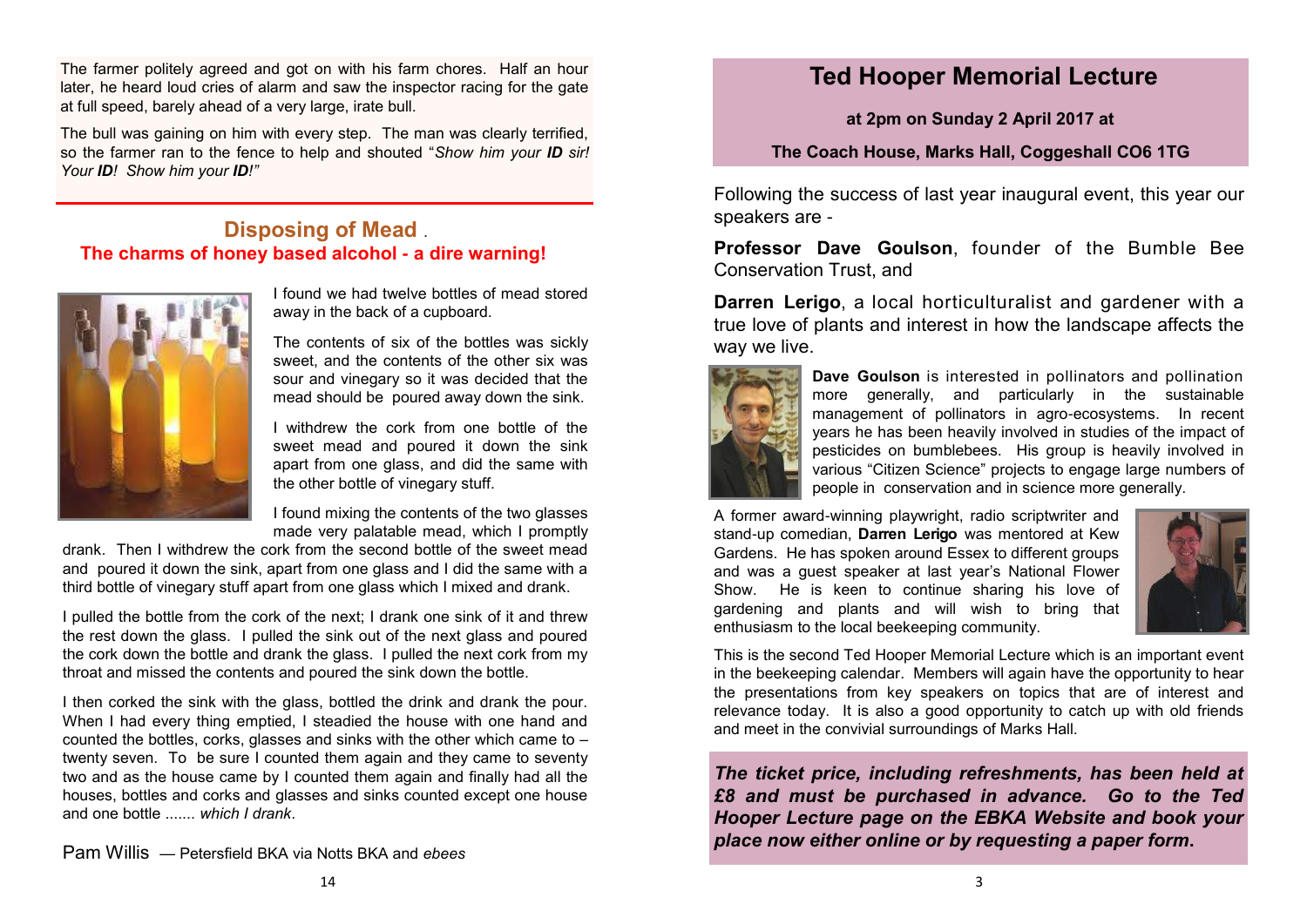The farmer politely agreed and got on with his farm chores. Half an hour later, he heard loud cries of alarm and saw the inspector racing for the gate at full speed, barely ahead of a very large, irate bull.

The bull was gaining on him with every step. The man was clearly terrified, so the farmer ran to the fence to help and shouted "*Show him your **ID** sir! Your **ID**! Show him your **ID**!"*

## Disposing of Mead .

### The charms of honey based alcohol - a dire warning!

I found we had twelve bottles of mead stored away in the back of a cupboard.

The contents of six of the bottles was sickly sweet, and the contents of the other six was sour and vinegary so it was decided that the mead should be poured away down the sink.

I withdrew the cork from one bottle of the sweet mead and poured it down the sink apart from one glass, and did the same with the other bottle of vinegary stuff.

I found mixing the contents of the two glasses made very palatable mead, which I promptly drank. Then I withdrew the cork from the second bottle of the sweet mead and poured it down the sink, apart from one glass and I did the same with a third bottle of vinegary stuff apart from one glass which I mixed and drank.

I pulled the bottle from the cork of the next; I drank one sink of it and threw the rest down the glass. I pulled the sink out of the next glass and poured the cork down the bottle and drank the glass. I pulled the next cork from my throat and missed the contents and poured the sink down the bottle.

I then corked the sink with the glass, bottled the drink and drank the pour. When I had every thing emptied, I steadied the house with one hand and counted the bottles, corks, glasses and sinks with the other which came to – twenty seven. To be sure I counted them again and they came to seventy two and as the house came by I counted them again and finally had all the houses, bottles and corks and glasses and sinks counted except one house and one bottle ....... *which I drank*.

Pam Willis — Petersfield BKA via Notts BKA and *ebees*

# Ted Hooper Memorial Lecture

**at 2pm on Sunday 2 April 2017 at**

**The Coach House, Marks Hall, Coggeshall CO6 1TG**

Following the success of last year inaugural event, this year our speakers are -

**Professor Dave Goulson**, founder of the Bumble Bee Conservation Trust, and

**Darren Lerigo**, a local horticulturalist and gardener with a true love of plants and interest in how the landscape affects the way we live.

**Dave Goulson** is interested in pollinators and pollination more generally, and particularly in the sustainable management of pollinators in agro-ecosystems. In recent years he has been heavily involved in studies of the impact of pesticides on bumblebees. His group is heavily involved in various "Citizen Science" projects to engage large numbers of people in conservation and in science more generally.

A former award-winning playwright, radio scriptwriter and stand-up comedian, **Darren Lerigo** was mentored at Kew Gardens. He has spoken around Essex to different groups and was a guest speaker at last year's National Flower Show. He is keen to continue sharing his love of gardening and plants and will wish to bring that enthusiasm to the local beekeeping community.

This is the second Ted Hooper Memorial Lecture which is an important event in the beekeeping calendar. Members will again have the opportunity to hear the presentations from key speakers on topics that are of interest and relevance today. It is also a good opportunity to catch up with old friends and meet in the convivial surroundings of Marks Hall.

***The ticket price, including refreshments, has been held at £8 and must be purchased in advance. Go to the Ted Hooper Lecture page on the EBKA Website and book your place now either online or by requesting a paper form.***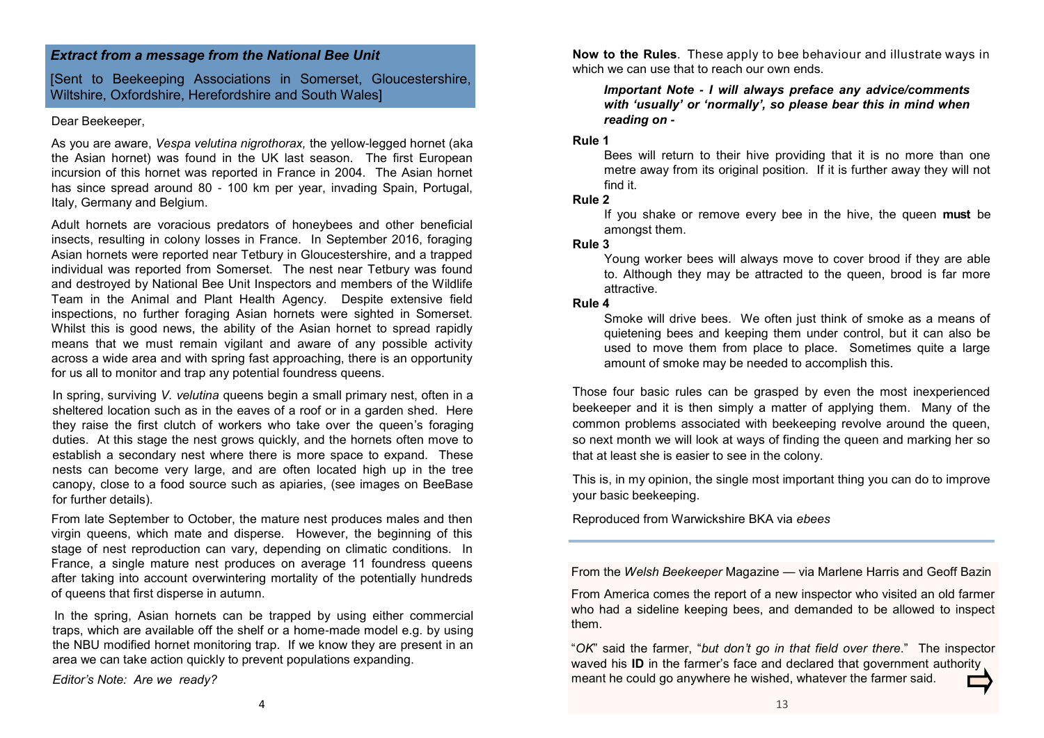## *Extract from a message from the National Bee Unit*

[Sent to Beekeeping Associations in Somerset, Gloucestershire, Wiltshire, Oxfordshire, Herefordshire and South Wales]

Dear Beekeeper,

As you are aware, *Vespa velutina nigrothorax,* the yellow-legged hornet (aka the Asian hornet) was found in the UK last season. The first European incursion of this hornet was reported in France in 2004. The Asian hornet has since spread around 80 - 100 km per year, invading Spain, Portugal, Italy, Germany and Belgium.

Adult hornets are voracious predators of honeybees and other beneficial insects, resulting in colony losses in France. In September 2016, foraging Asian hornets were reported near Tetbury in Gloucestershire, and a trapped individual was reported from Somerset. The nest near Tetbury was found and destroyed by National Bee Unit Inspectors and members of the Wildlife Team in the Animal and Plant Health Agency. Despite extensive field inspections, no further foraging Asian hornets were sighted in Somerset. Whilst this is good news, the ability of the Asian hornet to spread rapidly means that we must remain vigilant and aware of any possible activity across a wide area and with spring fast approaching, there is an opportunity for us all to monitor and trap any potential foundress queens.

In spring, surviving *V. velutina* queens begin a small primary nest, often in a sheltered location such as in the eaves of a roof or in a garden shed. Here they raise the first clutch of workers who take over the queen's foraging duties. At this stage the nest grows quickly, and the hornets often move to establish a secondary nest where there is more space to expand. These nests can become very large, and are often located high up in the tree canopy, close to a food source such as apiaries, (see images on BeeBase for further details).

From late September to October, the mature nest produces males and then virgin queens, which mate and disperse. However, the beginning of this stage of nest reproduction can vary, depending on climatic conditions. In France, a single mature nest produces on average 11 foundress queens after taking into account overwintering mortality of the potentially hundreds of queens that first disperse in autumn.

In the spring, Asian hornets can be trapped by using either commercial traps, which are available off the shelf or a home-made model e.g. by using the NBU modified hornet monitoring trap. If we know they are present in an area we can take action quickly to prevent populations expanding.

*Editor's Note: Are we ready?*

**Now to the Rules**. These apply to bee behaviour and illustrate ways in which we can use that to reach our own ends.

> ***Important Note - I will always preface any advice/comments with 'usually' or 'normally', so please bear this in mind when reading on -***

**Rule 1**

Bees will return to their hive providing that it is no more than one metre away from its original position. If it is further away they will not find it.

**Rule 2**

If you shake or remove every bee in the hive, the queen **must** be amongst them.

**Rule 3**

Young worker bees will always move to cover brood if they are able to. Although they may be attracted to the queen, brood is far more attractive.

**Rule 4**

Smoke will drive bees. We often just think of smoke as a means of quietening bees and keeping them under control, but it can also be used to move them from place to place. Sometimes quite a large amount of smoke may be needed to accomplish this.

Those four basic rules can be grasped by even the most inexperienced beekeeper and it is then simply a matter of applying them. Many of the common problems associated with beekeeping revolve around the queen, so next month we will look at ways of finding the queen and marking her so that at least she is easier to see in the colony.

This is, in my opinion, the single most important thing you can do to improve your basic beekeeping.

Reproduced from Warwickshire BKA via *ebees*

---

From the *Welsh Beekeeper* Magazine — via Marlene Harris and Geoff Bazin

From America comes the report of a new inspector who visited an old farmer who had a sideline keeping bees, and demanded to be allowed to inspect them.

"*OK*" said the farmer, "*but don't go in that field over there*." The inspector waved his **ID** in the farmer's face and declared that government authority meant he could go anywhere he wished, whatever the farmer said. ⇨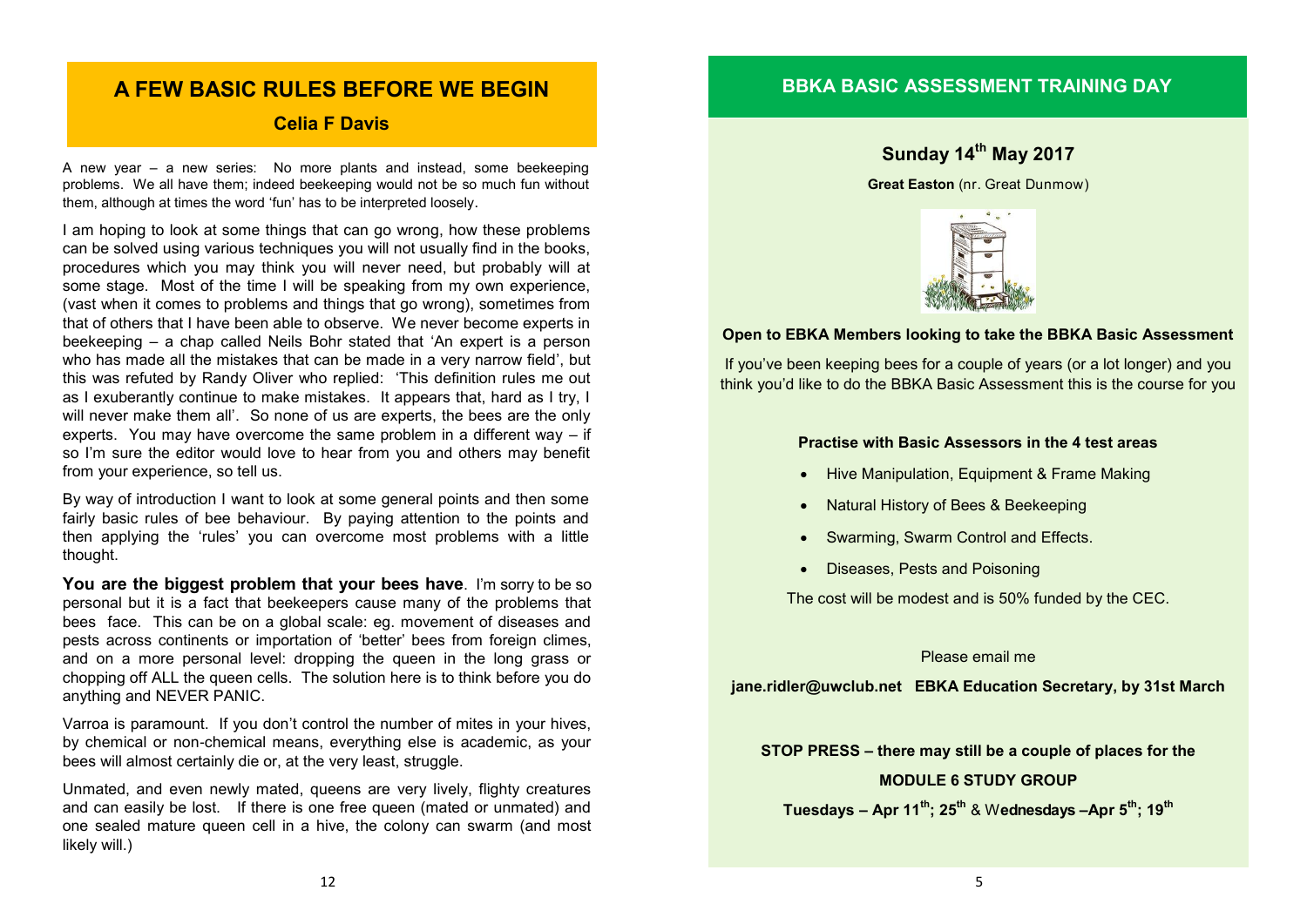# A FEW BASIC RULES BEFORE WE BEGIN

**Celia F Davis**

A new year – a new series: No more plants and instead, some beekeeping problems. We all have them; indeed beekeeping would not be so much fun without them, although at times the word 'fun' has to be interpreted loosely.

I am hoping to look at some things that can go wrong, how these problems can be solved using various techniques you will not usually find in the books, procedures which you may think you will never need, but probably will at some stage. Most of the time I will be speaking from my own experience, (vast when it comes to problems and things that go wrong), sometimes from that of others that I have been able to observe. We never become experts in beekeeping – a chap called Neils Bohr stated that 'An expert is a person who has made all the mistakes that can be made in a very narrow field', but this was refuted by Randy Oliver who replied: 'This definition rules me out as I exuberantly continue to make mistakes. It appears that, hard as I try, I will never make them all'. So none of us are experts, the bees are the only experts. You may have overcome the same problem in a different way – if so I'm sure the editor would love to hear from you and others may benefit from your experience, so tell us.

By way of introduction I want to look at some general points and then some fairly basic rules of bee behaviour. By paying attention to the points and then applying the 'rules' you can overcome most problems with a little thought.

**You are the biggest problem that your bees have**. I'm sorry to be so personal but it is a fact that beekeepers cause many of the problems that bees face. This can be on a global scale: eg. movement of diseases and pests across continents or importation of 'better' bees from foreign climes, and on a more personal level: dropping the queen in the long grass or chopping off ALL the queen cells. The solution here is to think before you do anything and NEVER PANIC.

Varroa is paramount. If you don't control the number of mites in your hives, by chemical or non-chemical means, everything else is academic, as your bees will almost certainly die or, at the very least, struggle.

Unmated, and even newly mated, queens are very lively, flighty creatures and can easily be lost. If there is one free queen (mated or unmated) and one sealed mature queen cell in a hive, the colony can swarm (and most likely will.)

# BBKA BASIC ASSESSMENT TRAINING DAY

**Sunday 14th May 2017**

**Great Easton** (nr. Great Dunmow)

**Open to EBKA Members looking to take the BBKA Basic Assessment**

If you've been keeping bees for a couple of years (or a lot longer) and you think you'd like to do the BBKA Basic Assessment this is the course for you

**Practise with Basic Assessors in the 4 test areas**

- Hive Manipulation, Equipment & Frame Making
- Natural History of Bees & Beekeeping
- Swarming, Swarm Control and Effects.
- Diseases, Pests and Poisoning

The cost will be modest and is 50% funded by the CEC.

Please email me

**jane.ridler@uwclub.net EBKA Education Secretary, by 31st March**

**STOP PRESS – there may still be a couple of places for the**

**MODULE 6 STUDY GROUP**

**Tuesdays – Apr 11th; 25th & Wednesdays –Apr 5th; 19th**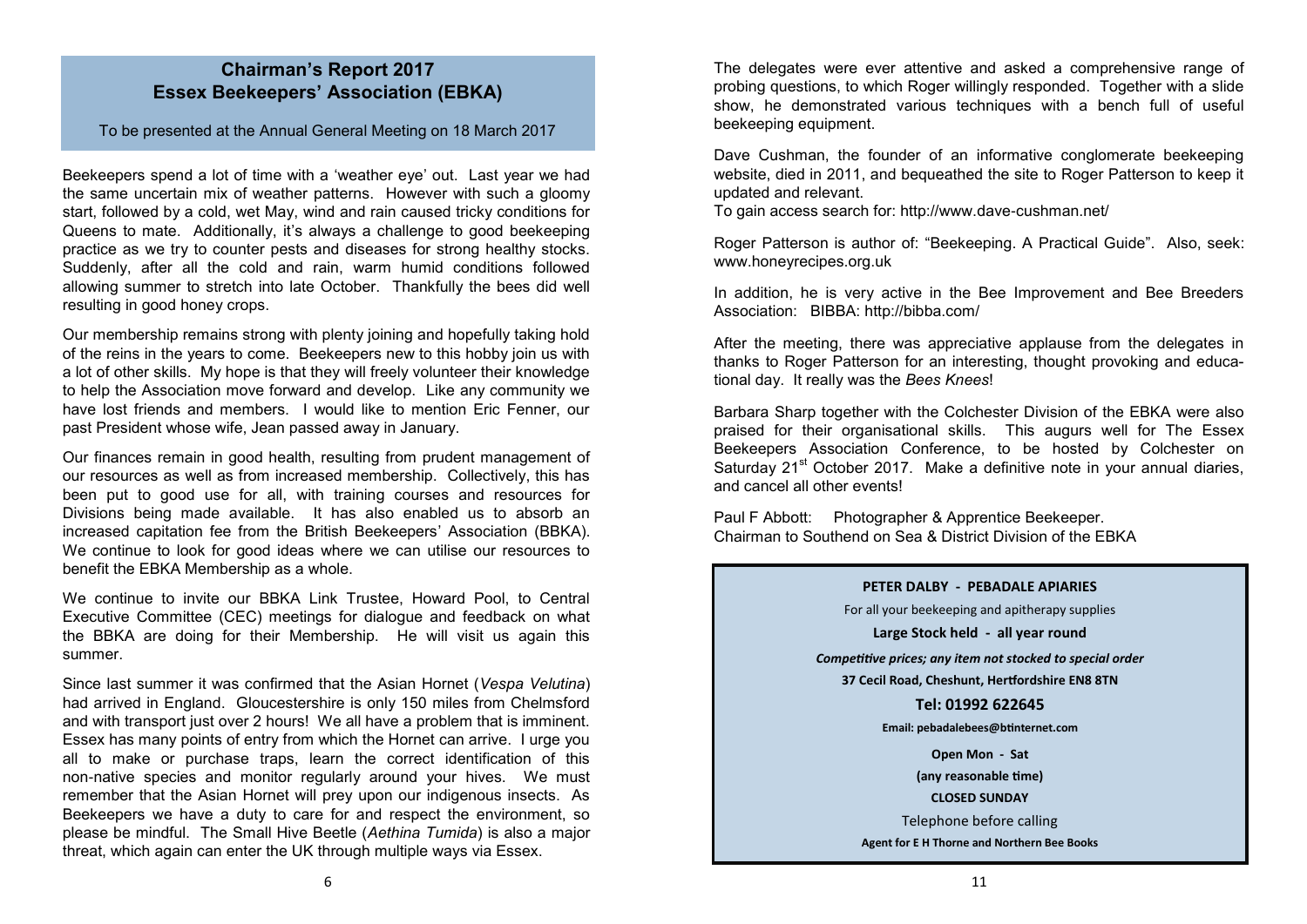## Chairman's Report 2017
## Essex Beekeepers' Association (EBKA)

To be presented at the Annual General Meeting on 18 March 2017

Beekeepers spend a lot of time with a 'weather eye' out. Last year we had the same uncertain mix of weather patterns. However with such a gloomy start, followed by a cold, wet May, wind and rain caused tricky conditions for Queens to mate. Additionally, it's always a challenge to good beekeeping practice as we try to counter pests and diseases for strong healthy stocks. Suddenly, after all the cold and rain, warm humid conditions followed allowing summer to stretch into late October. Thankfully the bees did well resulting in good honey crops.

Our membership remains strong with plenty joining and hopefully taking hold of the reins in the years to come. Beekeepers new to this hobby join us with a lot of other skills. My hope is that they will freely volunteer their knowledge to help the Association move forward and develop. Like any community we have lost friends and members. I would like to mention Eric Fenner, our past President whose wife, Jean passed away in January.

Our finances remain in good health, resulting from prudent management of our resources as well as from increased membership. Collectively, this has been put to good use for all, with training courses and resources for Divisions being made available. It has also enabled us to absorb an increased capitation fee from the British Beekeepers' Association (BBKA). We continue to look for good ideas where we can utilise our resources to benefit the EBKA Membership as a whole.

We continue to invite our BBKA Link Trustee, Howard Pool, to Central Executive Committee (CEC) meetings for dialogue and feedback on what the BBKA are doing for their Membership. He will visit us again this summer.

Since last summer it was confirmed that the Asian Hornet (*Vespa Velutina*) had arrived in England. Gloucestershire is only 150 miles from Chelmsford and with transport just over 2 hours! We all have a problem that is imminent. Essex has many points of entry from which the Hornet can arrive. I urge you all to make or purchase traps, learn the correct identification of this non-native species and monitor regularly around your hives. We must remember that the Asian Hornet will prey upon our indigenous insects. As Beekeepers we have a duty to care for and respect the environment, so please be mindful. The Small Hive Beetle (*Aethina Tumida*) is also a major threat, which again can enter the UK through multiple ways via Essex.

The delegates were ever attentive and asked a comprehensive range of probing questions, to which Roger willingly responded. Together with a slide show, he demonstrated various techniques with a bench full of useful beekeeping equipment.

Dave Cushman, the founder of an informative conglomerate beekeeping website, died in 2011, and bequeathed the site to Roger Patterson to keep it updated and relevant.
To gain access search for: http://www.dave-cushman.net/

Roger Patterson is author of: "Beekeeping. A Practical Guide". Also, seek: www.honeyrecipes.org.uk

In addition, he is very active in the Bee Improvement and Bee Breeders Association: BIBBA: http://bibba.com/

After the meeting, there was appreciative applause from the delegates in thanks to Roger Patterson for an interesting, thought provoking and educational day. It really was the *Bees Knees*!

Barbara Sharp together with the Colchester Division of the EBKA were also praised for their organisational skills. This augurs well for The Essex Beekeepers Association Conference, to be hosted by Colchester on Saturday 21st October 2017. Make a definitive note in your annual diaries, and cancel all other events!

Paul F Abbott: Photographer & Apprentice Beekeeper.
Chairman to Southend on Sea & District Division of the EBKA

**PETER DALBY - PEBADALE APIARIES**

For all your beekeeping and apitherapy supplies

**Large Stock held - all year round**

***Competitive prices; any item not stocked to special order***

**37 Cecil Road, Cheshunt, Hertfordshire EN8 8TN**

**Tel: 01992 622645**

**Email: pebadalebees@btinternet.com**

**Open Mon - Sat**

**(any reasonable time)**

**CLOSED SUNDAY**

Telephone before calling

**Agent for E H Thorne and Northern Bee Books**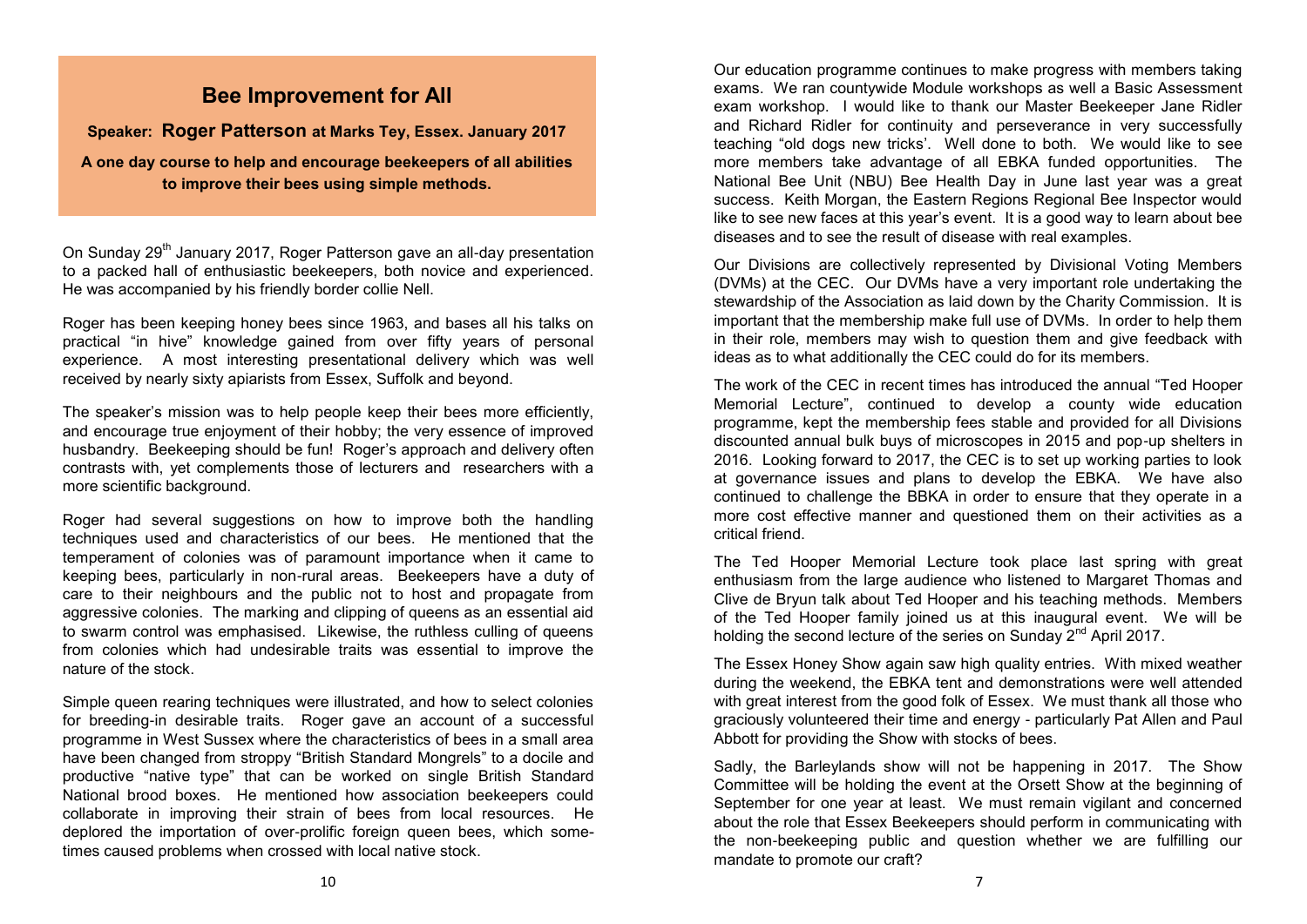## Bee Improvement for All

**Speaker: Roger Patterson at Marks Tey, Essex. January 2017**

**A one day course to help and encourage beekeepers of all abilities to improve their bees using simple methods.**

On Sunday 29th January 2017, Roger Patterson gave an all-day presentation to a packed hall of enthusiastic beekeepers, both novice and experienced. He was accompanied by his friendly border collie Nell.

Roger has been keeping honey bees since 1963, and bases all his talks on practical "in hive" knowledge gained from over fifty years of personal experience. A most interesting presentational delivery which was well received by nearly sixty apiarists from Essex, Suffolk and beyond.

The speaker's mission was to help people keep their bees more efficiently, and encourage true enjoyment of their hobby; the very essence of improved husbandry. Beekeeping should be fun! Roger's approach and delivery often contrasts with, yet complements those of lecturers and researchers with a more scientific background.

Roger had several suggestions on how to improve both the handling techniques used and characteristics of our bees. He mentioned that the temperament of colonies was of paramount importance when it came to keeping bees, particularly in non-rural areas. Beekeepers have a duty of care to their neighbours and the public not to host and propagate from aggressive colonies. The marking and clipping of queens as an essential aid to swarm control was emphasised. Likewise, the ruthless culling of queens from colonies which had undesirable traits was essential to improve the nature of the stock.

Simple queen rearing techniques were illustrated, and how to select colonies for breeding-in desirable traits. Roger gave an account of a successful programme in West Sussex where the characteristics of bees in a small area have been changed from stroppy "British Standard Mongrels" to a docile and productive "native type" that can be worked on single British Standard National brood boxes. He mentioned how association beekeepers could collaborate in improving their strain of bees from local resources. He deplored the importation of over-prolific foreign queen bees, which sometimes caused problems when crossed with local native stock.

Our education programme continues to make progress with members taking exams. We ran countywide Module workshops as well a Basic Assessment exam workshop. I would like to thank our Master Beekeeper Jane Ridler and Richard Ridler for continuity and perseverance in very successfully teaching "old dogs new tricks'. Well done to both. We would like to see more members take advantage of all EBKA funded opportunities. The National Bee Unit (NBU) Bee Health Day in June last year was a great success. Keith Morgan, the Eastern Regions Regional Bee Inspector would like to see new faces at this year's event. It is a good way to learn about bee diseases and to see the result of disease with real examples.

Our Divisions are collectively represented by Divisional Voting Members (DVMs) at the CEC. Our DVMs have a very important role undertaking the stewardship of the Association as laid down by the Charity Commission. It is important that the membership make full use of DVMs. In order to help them in their role, members may wish to question them and give feedback with ideas as to what additionally the CEC could do for its members.

The work of the CEC in recent times has introduced the annual "Ted Hooper Memorial Lecture", continued to develop a county wide education programme, kept the membership fees stable and provided for all Divisions discounted annual bulk buys of microscopes in 2015 and pop-up shelters in 2016. Looking forward to 2017, the CEC is to set up working parties to look at governance issues and plans to develop the EBKA. We have also continued to challenge the BBKA in order to ensure that they operate in a more cost effective manner and questioned them on their activities as a critical friend.

The Ted Hooper Memorial Lecture took place last spring with great enthusiasm from the large audience who listened to Margaret Thomas and Clive de Bryun talk about Ted Hooper and his teaching methods. Members of the Ted Hooper family joined us at this inaugural event. We will be holding the second lecture of the series on Sunday 2nd April 2017.

The Essex Honey Show again saw high quality entries. With mixed weather during the weekend, the EBKA tent and demonstrations were well attended with great interest from the good folk of Essex. We must thank all those who graciously volunteered their time and energy - particularly Pat Allen and Paul Abbott for providing the Show with stocks of bees.

Sadly, the Barleylands show will not be happening in 2017. The Show Committee will be holding the event at the Orsett Show at the beginning of September for one year at least. We must remain vigilant and concerned about the role that Essex Beekeepers should perform in communicating with the non-beekeeping public and question whether we are fulfilling our mandate to promote our craft?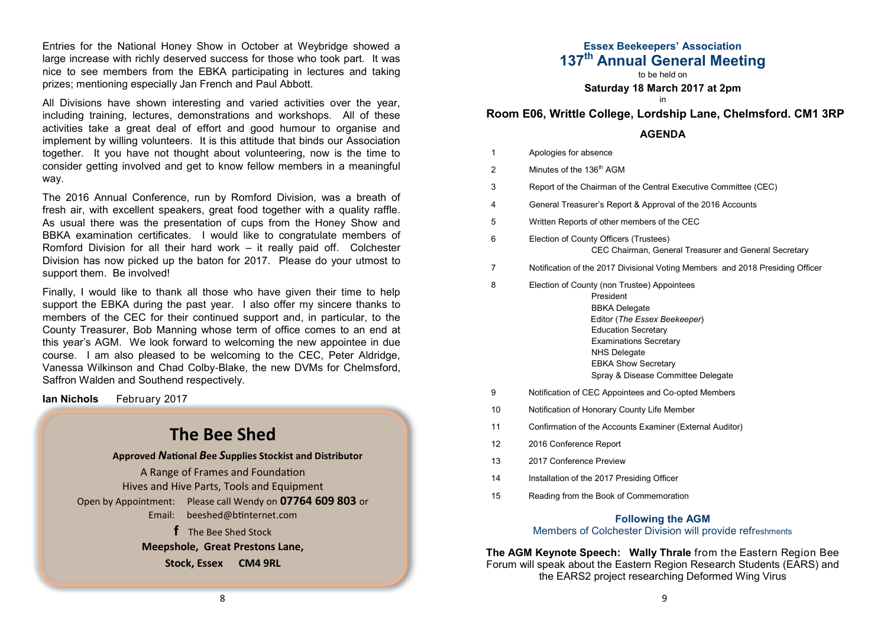Entries for the National Honey Show in October at Weybridge showed a large increase with richly deserved success for those who took part. It was nice to see members from the EBKA participating in lectures and taking prizes; mentioning especially Jan French and Paul Abbott.

All Divisions have shown interesting and varied activities over the year, including training, lectures, demonstrations and workshops. All of these activities take a great deal of effort and good humour to organise and implement by willing volunteers. It is this attitude that binds our Association together. It you have not thought about volunteering, now is the time to consider getting involved and get to know fellow members in a meaningful way.

The 2016 Annual Conference, run by Romford Division, was a breath of fresh air, with excellent speakers, great food together with a quality raffle. As usual there was the presentation of cups from the Honey Show and BBKA examination certificates. I would like to congratulate members of Romford Division for all their hard work – it really paid off. Colchester Division has now picked up the baton for 2017. Please do your utmost to support them. Be involved!

Finally, I would like to thank all those who have given their time to help support the EBKA during the past year. I also offer my sincere thanks to members of the CEC for their continued support and, in particular, to the County Treasurer, Bob Manning whose term of office comes to an end at this year's AGM. We look forward to welcoming the new appointee in due course. I am also pleased to be welcoming to the CEC, Peter Aldridge, Vanessa Wilkinson and Chad Colby-Blake, the new DVMs for Chelmsford, Saffron Walden and Southend respectively.

**Ian Nichols** February 2017

## The Bee Shed

**Approved *N*ational *B*ee *S*upplies Stockist and Distributor**

A Range of Frames and Foundation

Hives and Hive Parts, Tools and Equipment

Open by Appointment: Please call Wendy on **07764 609 803** or

Email: beeshed@btinternet.com

**f** The Bee Shed Stock

**Meepshole, Great Prestons Lane,**

**Stock, Essex CM4 9RL**

**Essex Beekeepers' Association**

# 137th Annual General Meeting

to be held on

**Saturday 18 March 2017 at 2pm**

in

**Room E06, Writtle College, Lordship Lane, Chelmsford. CM1 3RP**

## AGENDA

1. Apologies for absence
2. Minutes of the 136th AGM
3. Report of the Chairman of the Central Executive Committee (CEC)
4. General Treasurer's Report & Approval of the 2016 Accounts
5. Written Reports of other members of the CEC
6. Election of County Officers (Trustees)
   CEC Chairman, General Treasurer and General Secretary
7. Notification of the 2017 Divisional Voting Members and 2018 Presiding Officer
8. Election of County (non Trustee) Appointees
   - President
   - BBKA Delegate
   - Editor (*The Essex Beekeeper*)
   - Education Secretary
   - Examinations Secretary
   - NHS Delegate
   - EBKA Show Secretary
   - Spray & Disease Committee Delegate
9. Notification of CEC Appointees and Co-opted Members
10. Notification of Honorary County Life Member
11. Confirmation of the Accounts Examiner (External Auditor)
12. 2016 Conference Report
13. 2017 Conference Preview
14. Installation of the 2017 Presiding Officer
15. Reading from the Book of Commemoration

**Following the AGM**

Members of Colchester Division will provide refreshments

**The AGM Keynote Speech: Wally Thrale** from the Eastern Region Bee Forum will speak about the Eastern Region Research Students (EARS) and the EARS2 project researching Deformed Wing Virus